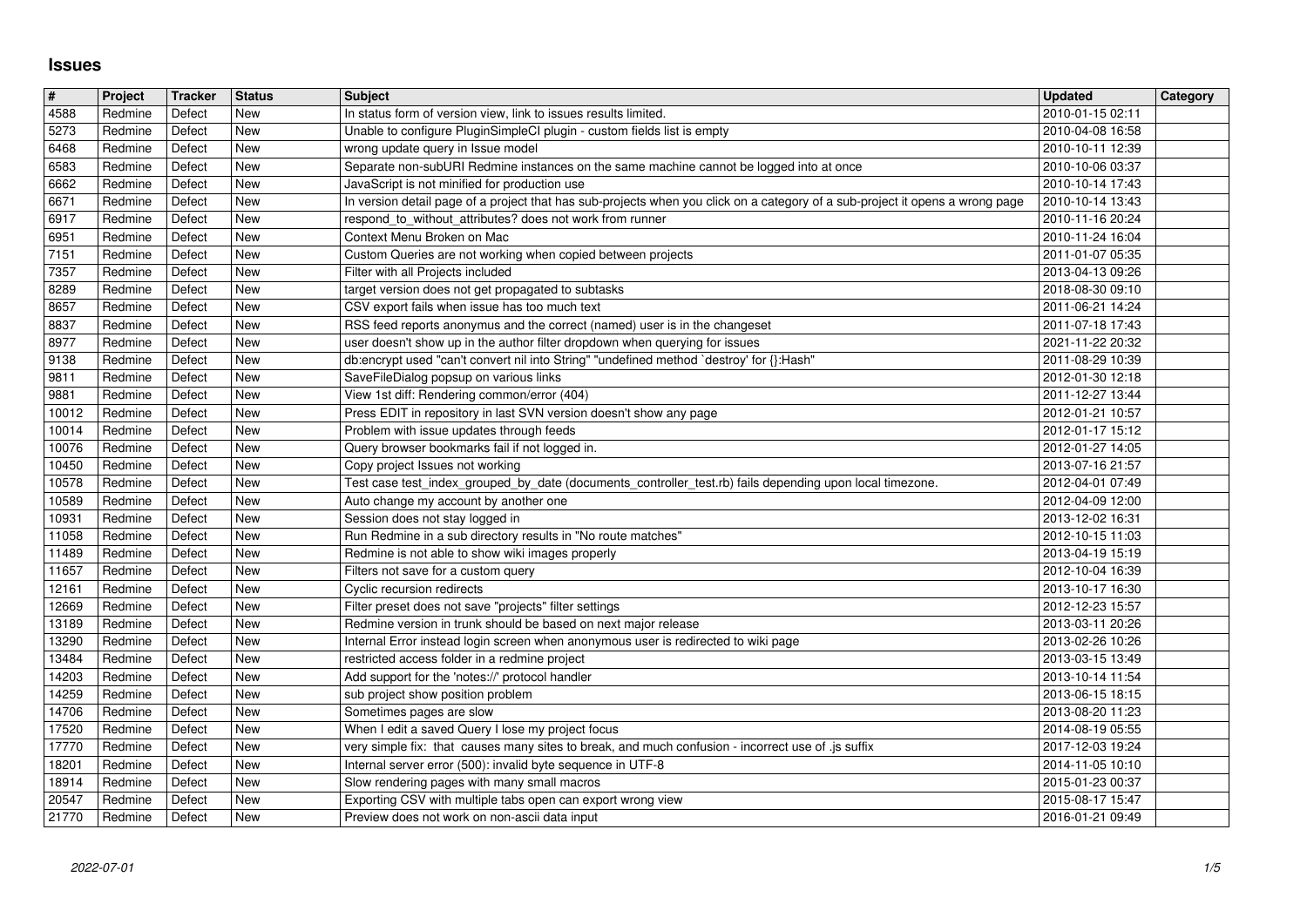# Issues

| # | Project | Tracker | Status | Subject | Updated | Category |
|---|---|---|---|---|---|---|
| 4588 | Redmine | Defect | New | In status form of version view, link to issues results limited. | 2010-01-15 02:11 | |
| 5273 | Redmine | Defect | New | Unable to configure PluginSimpleCI plugin - custom fields list is empty | 2010-04-08 16:58 | |
| 6468 | Redmine | Defect | New | wrong update query in Issue model | 2010-10-11 12:39 | |
| 6583 | Redmine | Defect | New | Separate non-subURI Redmine instances on the same machine cannot be logged into at once | 2010-10-06 03:37 | |
| 6662 | Redmine | Defect | New | JavaScript is not minified for production use | 2010-10-14 17:43 | |
| 6671 | Redmine | Defect | New | In version detail page of a project that has sub-projects when you click on a category of a sub-project it opens a wrong page | 2010-10-14 13:43 | |
| 6917 | Redmine | Defect | New | respond_to_without_attributes? does not work from runner | 2010-11-16 20:24 | |
| 6951 | Redmine | Defect | New | Context Menu Broken on Mac | 2010-11-24 16:04 | |
| 7151 | Redmine | Defect | New | Custom Queries are not working when copied between projects | 2011-01-07 05:35 | |
| 7357 | Redmine | Defect | New | Filter with all Projects included | 2013-04-13 09:26 | |
| 8289 | Redmine | Defect | New | target version does not get propagated to subtasks | 2018-08-30 09:10 | |
| 8657 | Redmine | Defect | New | CSV export fails when issue has too much text | 2011-06-21 14:24 | |
| 8837 | Redmine | Defect | New | RSS feed reports anonymus and the correct (named) user is in the changeset | 2011-07-18 17:43 | |
| 8977 | Redmine | Defect | New | user doesn't show up in the author filter dropdown when querying for issues | 2021-11-22 20:32 | |
| 9138 | Redmine | Defect | New | db:encrypt used "can't convert nil into String" "undefined method `destroy' for {}:Hash" | 2011-08-29 10:39 | |
| 9811 | Redmine | Defect | New | SaveFileDialog popsup on various links | 2012-01-30 12:18 | |
| 9881 | Redmine | Defect | New | View 1st diff: Rendering common/error (404) | 2011-12-27 13:44 | |
| 10012 | Redmine | Defect | New | Press EDIT in repository in last SVN version doesn't show any page | 2012-01-21 10:57 | |
| 10014 | Redmine | Defect | New | Problem with issue updates through feeds | 2012-01-17 15:12 | |
| 10076 | Redmine | Defect | New | Query browser bookmarks fail if not logged in. | 2012-01-27 14:05 | |
| 10450 | Redmine | Defect | New | Copy project Issues not working | 2013-07-16 21:57 | |
| 10578 | Redmine | Defect | New | Test case test_index_grouped_by_date (documents_controller_test.rb) fails depending upon local timezone. | 2012-04-01 07:49 | |
| 10589 | Redmine | Defect | New | Auto change my account by another one | 2012-04-09 12:00 | |
| 10931 | Redmine | Defect | New | Session does not stay logged in | 2013-12-02 16:31 | |
| 11058 | Redmine | Defect | New | Run Redmine in a sub directory results in "No route matches" | 2012-10-15 11:03 | |
| 11489 | Redmine | Defect | New | Redmine is not able to show wiki images properly | 2013-04-19 15:19 | |
| 11657 | Redmine | Defect | New | Filters not save for a custom query | 2012-10-04 16:39 | |
| 12161 | Redmine | Defect | New | Cyclic recursion redirects | 2013-10-17 16:30 | |
| 12669 | Redmine | Defect | New | Filter preset does not save "projects" filter settings | 2012-12-23 15:57 | |
| 13189 | Redmine | Defect | New | Redmine version in trunk should be based on next major release | 2013-03-11 20:26 | |
| 13290 | Redmine | Defect | New | Internal Error instead login screen when anonymous user is redirected to wiki page | 2013-02-26 10:26 | |
| 13484 | Redmine | Defect | New | restricted access folder in a redmine project | 2013-03-15 13:49 | |
| 14203 | Redmine | Defect | New | Add support for the 'notes://' protocol handler | 2013-10-14 11:54 | |
| 14259 | Redmine | Defect | New | sub project show position problem | 2013-06-15 18:15 | |
| 14706 | Redmine | Defect | New | Sometimes pages are slow | 2013-08-20 11:23 | |
| 17520 | Redmine | Defect | New | When I edit a saved Query I lose my project focus | 2014-08-19 05:55 | |
| 17770 | Redmine | Defect | New | very simple fix: that causes many sites to break, and much confusion - incorrect use of .js suffix | 2017-12-03 19:24 | |
| 18201 | Redmine | Defect | New | Internal server error (500): invalid byte sequence in UTF-8 | 2014-11-05 10:10 | |
| 18914 | Redmine | Defect | New | Slow rendering pages with many small macros | 2015-01-23 00:37 | |
| 20547 | Redmine | Defect | New | Exporting CSV with multiple tabs open can export wrong view | 2015-08-17 15:47 | |
| 21770 | Redmine | Defect | New | Preview does not work on non-ascii data input | 2016-01-21 09:49 | |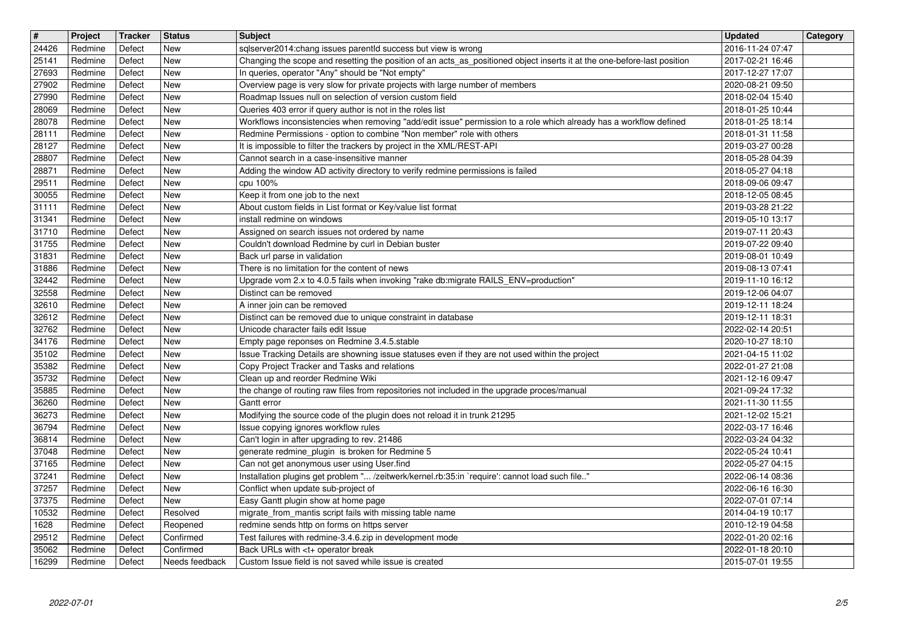| # | Project | Tracker | Status | Subject | Updated | Category |
|---|---|---|---|---|---|---|
| 24426 | Redmine | Defect | New | sqlserver2014:chang issues parentId success but view is wrong | 2016-11-24 07:47 | |
| 25141 | Redmine | Defect | New | Changing the scope and resetting the position of an acts_as_positioned object inserts it at the one-before-last position | 2017-02-21 16:46 | |
| 27693 | Redmine | Defect | New | In queries, operator "Any" should be "Not empty" | 2017-12-27 17:07 | |
| 27902 | Redmine | Defect | New | Overview page is very slow for private projects with large number of members | 2020-08-21 09:50 | |
| 27990 | Redmine | Defect | New | Roadmap Issues null on selection of version custom field | 2018-02-04 15:40 | |
| 28069 | Redmine | Defect | New | Queries 403 error if query author is not in the roles list | 2018-01-25 10:44 | |
| 28078 | Redmine | Defect | New | Workflows inconsistencies when removing "add/edit issue" permission to a role which already has a workflow defined | 2018-01-25 18:14 | |
| 28111 | Redmine | Defect | New | Redmine Permissions - option to combine "Non member" role with others | 2018-01-31 11:58 | |
| 28127 | Redmine | Defect | New | It is impossible to filter the trackers by project in the XML/REST-API | 2019-03-27 00:28 | |
| 28807 | Redmine | Defect | New | Cannot search in a case-insensitive manner | 2018-05-28 04:39 | |
| 28871 | Redmine | Defect | New | Adding the window AD activity directory to verify redmine permissions is failed | 2018-05-27 04:18 | |
| 29511 | Redmine | Defect | New | cpu 100% | 2018-09-06 09:47 | |
| 30055 | Redmine | Defect | New | Keep it from one job to the next | 2018-12-05 08:45 | |
| 31111 | Redmine | Defect | New | About custom fields in List format or Key/value list format | 2019-03-28 21:22 | |
| 31341 | Redmine | Defect | New | install redmine on windows | 2019-05-10 13:17 | |
| 31710 | Redmine | Defect | New | Assigned on search issues not ordered by name | 2019-07-11 20:43 | |
| 31755 | Redmine | Defect | New | Couldn't download Redmine by curl in Debian buster | 2019-07-22 09:40 | |
| 31831 | Redmine | Defect | New | Back url parse in validation | 2019-08-01 10:49 | |
| 31886 | Redmine | Defect | New | There is no limitation for the content of news | 2019-08-13 07:41 | |
| 32442 | Redmine | Defect | New | Upgrade vom 2.x to 4.0.5 fails when invoking "rake db:migrate RAILS_ENV=production" | 2019-11-10 16:12 | |
| 32558 | Redmine | Defect | New | Distinct can be removed | 2019-12-06 04:07 | |
| 32610 | Redmine | Defect | New | A inner join can be removed | 2019-12-11 18:24 | |
| 32612 | Redmine | Defect | New | Distinct can be removed due to unique constraint in database | 2019-12-11 18:31 | |
| 32762 | Redmine | Defect | New | Unicode character fails edit Issue | 2022-02-14 20:51 | |
| 34176 | Redmine | Defect | New | Empty page reponses on Redmine 3.4.5.stable | 2020-10-27 18:10 | |
| 35102 | Redmine | Defect | New | Issue Tracking Details are showning issue statuses even if they are not used within the project | 2021-04-15 11:02 | |
| 35382 | Redmine | Defect | New | Copy Project Tracker and Tasks and relations | 2022-01-27 21:08 | |
| 35732 | Redmine | Defect | New | Clean up and reorder Redmine Wiki | 2021-12-16 09:47 | |
| 35885 | Redmine | Defect | New | the change of routing raw files from repositories not included in the upgrade proces/manual | 2021-09-24 17:32 | |
| 36260 | Redmine | Defect | New | Gantt error | 2021-11-30 11:55 | |
| 36273 | Redmine | Defect | New | Modifying the source code of the plugin does not reload it in trunk 21295 | 2021-12-02 15:21 | |
| 36794 | Redmine | Defect | New | Issue copying ignores workflow rules | 2022-03-17 16:46 | |
| 36814 | Redmine | Defect | New | Can't login in after upgrading to rev. 21486 | 2022-03-24 04:32 | |
| 37048 | Redmine | Defect | New | generate redmine_plugin is broken for Redmine 5 | 2022-05-24 10:41 | |
| 37165 | Redmine | Defect | New | Can not get anonymous user using User.find | 2022-05-27 04:15 | |
| 37241 | Redmine | Defect | New | Installation plugins get problem "... /zeitwerk/kernel.rb:35:in `require': cannot load such file.." | 2022-06-14 08:36 | |
| 37257 | Redmine | Defect | New | Conflict when update sub-project of | 2022-06-16 16:30 | |
| 37375 | Redmine | Defect | New | Easy Gantt plugin show at home page | 2022-07-01 07:14 | |
| 10532 | Redmine | Defect | Resolved | migrate_from_mantis script fails with missing table name | 2014-04-19 10:17 | |
| 1628 | Redmine | Defect | Reopened | redmine sends http on forms on https server | 2010-12-19 04:58 | |
| 29512 | Redmine | Defect | Confirmed | Test failures with redmine-3.4.6.zip in development mode | 2022-01-20 02:16 | |
| 35062 | Redmine | Defect | Confirmed | Back URLs with <t+ operator break | 2022-01-18 20:10 | |
| 16299 | Redmine | Defect | Needs feedback | Custom Issue field is not saved while issue is created | 2015-07-01 19:55 | |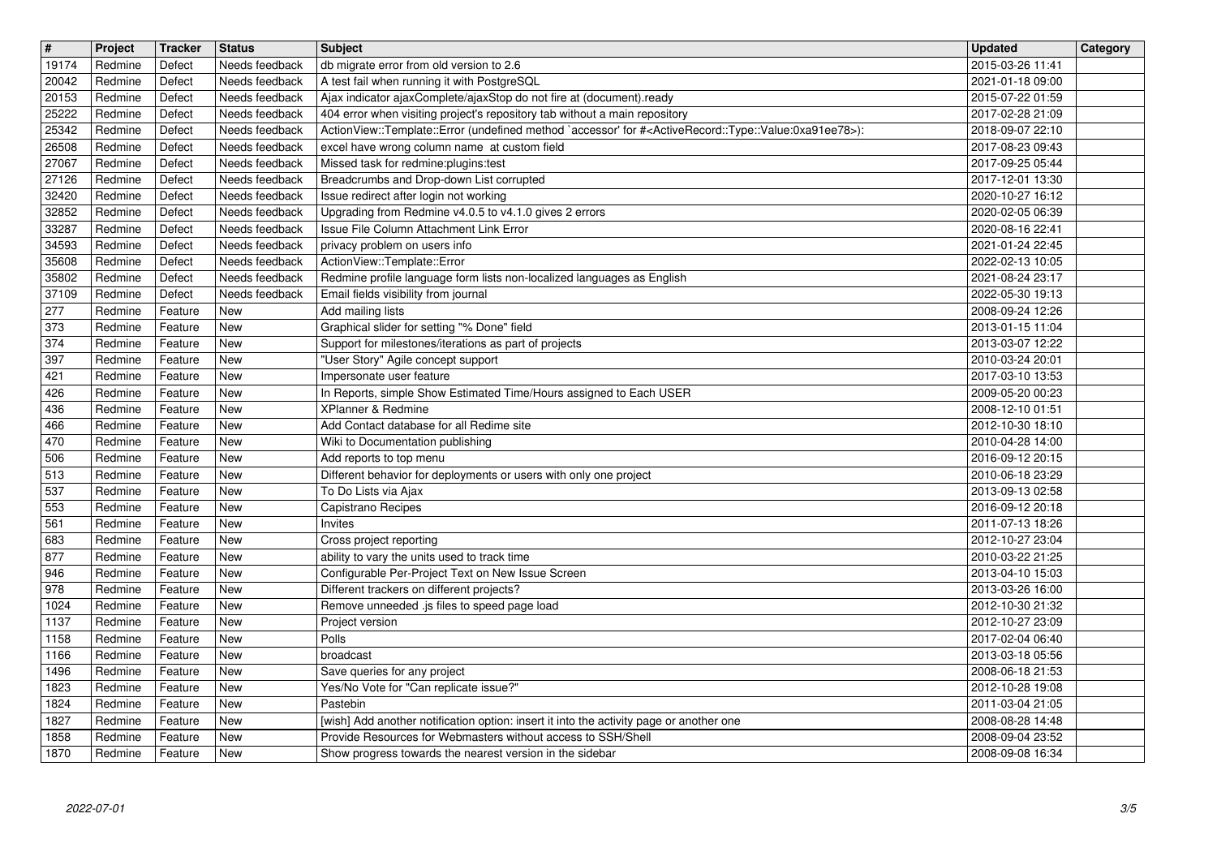| # | Project | Tracker | Status | Subject | Updated | Category |
|---|---|---|---|---|---|---|
| 19174 | Redmine | Defect | Needs feedback | db migrate error from old version to 2.6 | 2015-03-26 11:41 | |
| 20042 | Redmine | Defect | Needs feedback | A test fail when running it with PostgreSQL | 2021-01-18 09:00 | |
| 20153 | Redmine | Defect | Needs feedback | Ajax indicator ajaxComplete/ajaxStop do not fire at (document).ready | 2015-07-22 01:59 | |
| 25222 | Redmine | Defect | Needs feedback | 404 error when visiting project's repository tab without a main repository | 2017-02-28 21:09 | |
| 25342 | Redmine | Defect | Needs feedback | ActionView::Template::Error (undefined method `accessor' for #<ActiveRecord::Type::Value:0xa91ee78>): | 2018-09-07 22:10 | |
| 26508 | Redmine | Defect | Needs feedback | excel have wrong column name at custom field | 2017-08-23 09:43 | |
| 27067 | Redmine | Defect | Needs feedback | Missed task for redmine:plugins:test | 2017-09-25 05:44 | |
| 27126 | Redmine | Defect | Needs feedback | Breadcrumbs and Drop-down List corrupted | 2017-12-01 13:30 | |
| 32420 | Redmine | Defect | Needs feedback | Issue redirect after login not working | 2020-10-27 16:12 | |
| 32852 | Redmine | Defect | Needs feedback | Upgrading from Redmine v4.0.5 to v4.1.0 gives 2 errors | 2020-02-05 06:39 | |
| 33287 | Redmine | Defect | Needs feedback | Issue File Column Attachment Link Error | 2020-08-16 22:41 | |
| 34593 | Redmine | Defect | Needs feedback | privacy problem on users info | 2021-01-24 22:45 | |
| 35608 | Redmine | Defect | Needs feedback | ActionView::Template::Error | 2022-02-13 10:05 | |
| 35802 | Redmine | Defect | Needs feedback | Redmine profile language form lists non-localized languages as English | 2021-08-24 23:17 | |
| 37109 | Redmine | Defect | Needs feedback | Email fields visibility from journal | 2022-05-30 19:13 | |
| 277 | Redmine | Feature | New | Add mailing lists | 2008-09-24 12:26 | |
| 373 | Redmine | Feature | New | Graphical slider for setting "% Done" field | 2013-01-15 11:04 | |
| 374 | Redmine | Feature | New | Support for milestones/iterations as part of projects | 2013-03-07 12:22 | |
| 397 | Redmine | Feature | New | "User Story" Agile concept support | 2010-03-24 20:01 | |
| 421 | Redmine | Feature | New | Impersonate user feature | 2017-03-10 13:53 | |
| 426 | Redmine | Feature | New | In Reports, simple Show Estimated Time/Hours assigned to Each USER | 2009-05-20 00:23 | |
| 436 | Redmine | Feature | New | XPlanner & Redmine | 2008-12-10 01:51 | |
| 466 | Redmine | Feature | New | Add Contact database for all Redime site | 2012-10-30 18:10 | |
| 470 | Redmine | Feature | New | Wiki to Documentation publishing | 2010-04-28 14:00 | |
| 506 | Redmine | Feature | New | Add reports to top menu | 2016-09-12 20:15 | |
| 513 | Redmine | Feature | New | Different behavior for deployments or users with only one project | 2010-06-18 23:29 | |
| 537 | Redmine | Feature | New | To Do Lists via Ajax | 2013-09-13 02:58 | |
| 553 | Redmine | Feature | New | Capistrano Recipes | 2016-09-12 20:18 | |
| 561 | Redmine | Feature | New | Invites | 2011-07-13 18:26 | |
| 683 | Redmine | Feature | New | Cross project reporting | 2012-10-27 23:04 | |
| 877 | Redmine | Feature | New | ability to vary the units used to track time | 2010-03-22 21:25 | |
| 946 | Redmine | Feature | New | Configurable Per-Project Text on New Issue Screen | 2013-04-10 15:03 | |
| 978 | Redmine | Feature | New | Different trackers on different projects? | 2013-03-26 16:00 | |
| 1024 | Redmine | Feature | New | Remove unneeded .js files to speed page load | 2012-10-30 21:32 | |
| 1137 | Redmine | Feature | New | Project version | 2012-10-27 23:09 | |
| 1158 | Redmine | Feature | New | Polls | 2017-02-04 06:40 | |
| 1166 | Redmine | Feature | New | broadcast | 2013-03-18 05:56 | |
| 1496 | Redmine | Feature | New | Save queries for any project | 2008-06-18 21:53 | |
| 1823 | Redmine | Feature | New | Yes/No Vote for "Can replicate issue?" | 2012-10-28 19:08 | |
| 1824 | Redmine | Feature | New | Pastebin | 2011-03-04 21:05 | |
| 1827 | Redmine | Feature | New | [wish] Add another notification option: insert it into the activity page or another one | 2008-08-28 14:48 | |
| 1858 | Redmine | Feature | New | Provide Resources for Webmasters without access to SSH/Shell | 2008-09-04 23:52 | |
| 1870 | Redmine | Feature | New | Show progress towards the nearest version in the sidebar | 2008-09-08 16:34 | |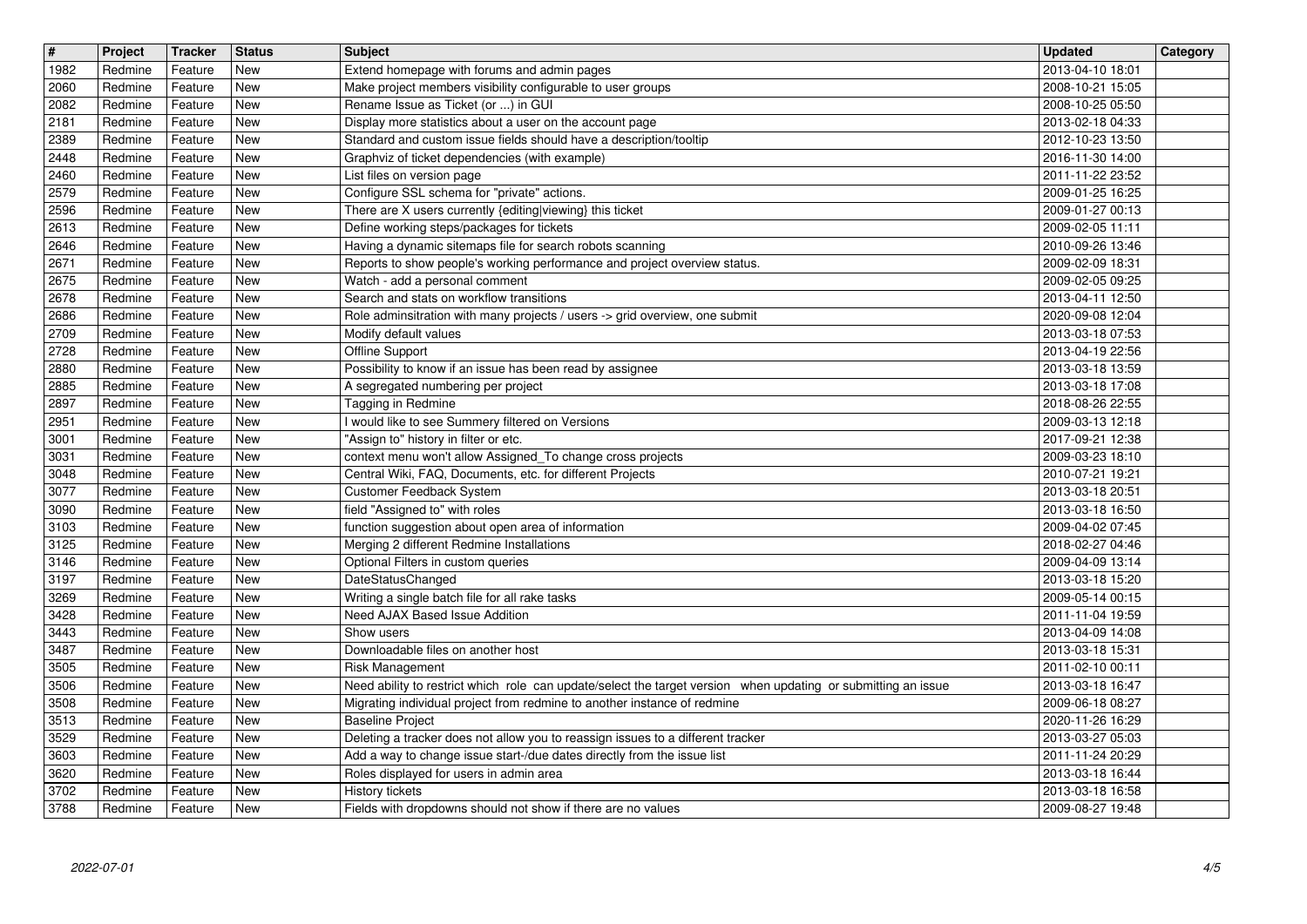| # | Project | Tracker | Status | Subject | Updated | Category |
|---|---|---|---|---|---|---|
| 1982 | Redmine | Feature | New | Extend homepage with forums and admin pages | 2013-04-10 18:01 | |
| 2060 | Redmine | Feature | New | Make project members visibility configurable to user groups | 2008-10-21 15:05 | |
| 2082 | Redmine | Feature | New | Rename Issue as Ticket (or ...) in GUI | 2008-10-25 05:50 | |
| 2181 | Redmine | Feature | New | Display more statistics about a user on the account page | 2013-02-18 04:33 | |
| 2389 | Redmine | Feature | New | Standard and custom issue fields should have a description/tooltip | 2012-10-23 13:50 | |
| 2448 | Redmine | Feature | New | Graphviz of ticket dependencies (with example) | 2016-11-30 14:00 | |
| 2460 | Redmine | Feature | New | List files on version page | 2011-11-22 23:52 | |
| 2579 | Redmine | Feature | New | Configure SSL schema for "private" actions. | 2009-01-25 16:25 | |
| 2596 | Redmine | Feature | New | There are X users currently {editing\|viewing} this ticket | 2009-01-27 00:13 | |
| 2613 | Redmine | Feature | New | Define working steps/packages for tickets | 2009-02-05 11:11 | |
| 2646 | Redmine | Feature | New | Having a dynamic sitemaps file for search robots scanning | 2010-09-26 13:46 | |
| 2671 | Redmine | Feature | New | Reports to show people's working performance and project overview status. | 2009-02-09 18:31 | |
| 2675 | Redmine | Feature | New | Watch - add a personal comment | 2009-02-05 09:25 | |
| 2678 | Redmine | Feature | New | Search and stats on workflow transitions | 2013-04-11 12:50 | |
| 2686 | Redmine | Feature | New | Role adminsitration with many projects / users -> grid overview, one submit | 2020-09-08 12:04 | |
| 2709 | Redmine | Feature | New | Modify default values | 2013-03-18 07:53 | |
| 2728 | Redmine | Feature | New | Offline Support | 2013-04-19 22:56 | |
| 2880 | Redmine | Feature | New | Possibility to know if an issue has been read by assignee | 2013-03-18 13:59 | |
| 2885 | Redmine | Feature | New | A segregated numbering per project | 2013-03-18 17:08 | |
| 2897 | Redmine | Feature | New | Tagging in Redmine | 2018-08-26 22:55 | |
| 2951 | Redmine | Feature | New | I would like to see Summery filtered on Versions | 2009-03-13 12:18 | |
| 3001 | Redmine | Feature | New | "Assign to" history in filter or etc. | 2017-09-21 12:38 | |
| 3031 | Redmine | Feature | New | context menu won't allow Assigned_To change cross projects | 2009-03-23 18:10 | |
| 3048 | Redmine | Feature | New | Central Wiki, FAQ, Documents, etc. for different Projects | 2010-07-21 19:21 | |
| 3077 | Redmine | Feature | New | Customer Feedback System | 2013-03-18 20:51 | |
| 3090 | Redmine | Feature | New | field "Assigned to" with roles | 2013-03-18 16:50 | |
| 3103 | Redmine | Feature | New | function suggestion about open area of information | 2009-04-02 07:45 | |
| 3125 | Redmine | Feature | New | Merging 2 different Redmine Installations | 2018-02-27 04:46 | |
| 3146 | Redmine | Feature | New | Optional Filters in custom queries | 2009-04-09 13:14 | |
| 3197 | Redmine | Feature | New | DateStatusChanged | 2013-03-18 15:20 | |
| 3269 | Redmine | Feature | New | Writing a single batch file for all rake tasks | 2009-05-14 00:15 | |
| 3428 | Redmine | Feature | New | Need AJAX Based Issue Addition | 2011-11-04 19:59 | |
| 3443 | Redmine | Feature | New | Show users | 2013-04-09 14:08 | |
| 3487 | Redmine | Feature | New | Downloadable files on another host | 2013-03-18 15:31 | |
| 3505 | Redmine | Feature | New | Risk Management | 2011-02-10 00:11 | |
| 3506 | Redmine | Feature | New | Need ability to restrict which role can update/select the target version when updating or submitting an issue | 2013-03-18 16:47 | |
| 3508 | Redmine | Feature | New | Migrating individual project from redmine to another instance of redmine | 2009-06-18 08:27 | |
| 3513 | Redmine | Feature | New | Baseline Project | 2020-11-26 16:29 | |
| 3529 | Redmine | Feature | New | Deleting a tracker does not allow you to reassign issues to a different tracker | 2013-03-27 05:03 | |
| 3603 | Redmine | Feature | New | Add a way to change issue start-/due dates directly from the issue list | 2011-11-24 20:29 | |
| 3620 | Redmine | Feature | New | Roles displayed for users in admin area | 2013-03-18 16:44 | |
| 3702 | Redmine | Feature | New | History tickets | 2013-03-18 16:58 | |
| 3788 | Redmine | Feature | New | Fields with dropdowns should not show if there are no values | 2009-08-27 19:48 | |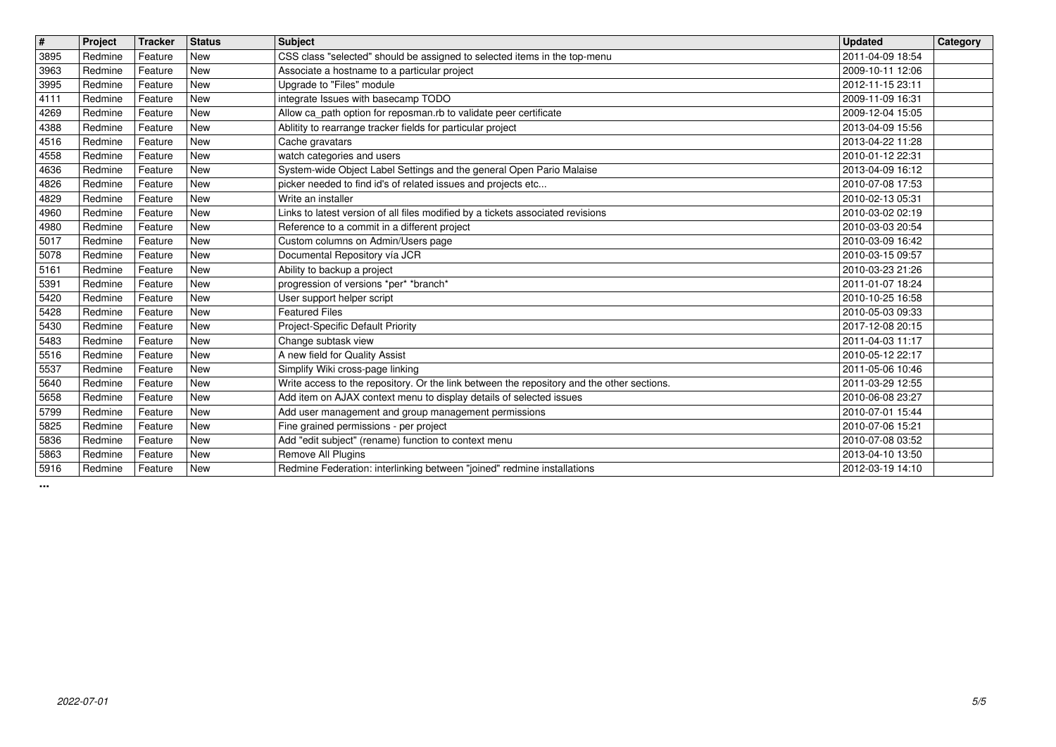| # | Project | Tracker | Status | Subject | Updated | Category |
|---|---|---|---|---|---|---|
| 3895 | Redmine | Feature | New | CSS class "selected" should be assigned to selected items in the top-menu | 2011-04-09 18:54 | |
| 3963 | Redmine | Feature | New | Associate a hostname to a particular project | 2009-10-11 12:06 | |
| 3995 | Redmine | Feature | New | Upgrade to "Files" module | 2012-11-15 23:11 | |
| 4111 | Redmine | Feature | New | integrate Issues with basecamp TODO | 2009-11-09 16:31 | |
| 4269 | Redmine | Feature | New | Allow ca_path option for reposman.rb to validate peer certificate | 2009-12-04 15:05 | |
| 4388 | Redmine | Feature | New | Ablitity to rearrange tracker fields for particular project | 2013-04-09 15:56 | |
| 4516 | Redmine | Feature | New | Cache gravatars | 2013-04-22 11:28 | |
| 4558 | Redmine | Feature | New | watch categories and users | 2010-01-12 22:31 | |
| 4636 | Redmine | Feature | New | System-wide Object Label Settings and the general Open Pario Malaise | 2013-04-09 16:12 | |
| 4826 | Redmine | Feature | New | picker needed to find id's of related issues and projects etc... | 2010-07-08 17:53 | |
| 4829 | Redmine | Feature | New | Write an installer | 2010-02-13 05:31 | |
| 4960 | Redmine | Feature | New | Links to latest version of all files modified by a tickets associated revisions | 2010-03-02 02:19 | |
| 4980 | Redmine | Feature | New | Reference to a commit in a different project | 2010-03-03 20:54 | |
| 5017 | Redmine | Feature | New | Custom columns on Admin/Users page | 2010-03-09 16:42 | |
| 5078 | Redmine | Feature | New | Documental Repository vía JCR | 2010-03-15 09:57 | |
| 5161 | Redmine | Feature | New | Ability to backup a project | 2010-03-23 21:26 | |
| 5391 | Redmine | Feature | New | progression of versions *per* *branch* | 2011-01-07 18:24 | |
| 5420 | Redmine | Feature | New | User support helper script | 2010-10-25 16:58 | |
| 5428 | Redmine | Feature | New | Featured Files | 2010-05-03 09:33 | |
| 5430 | Redmine | Feature | New | Project-Specific Default Priority | 2017-12-08 20:15 | |
| 5483 | Redmine | Feature | New | Change subtask view | 2011-04-03 11:17 | |
| 5516 | Redmine | Feature | New | A new field for Quality Assist | 2010-05-12 22:17 | |
| 5537 | Redmine | Feature | New | Simplify Wiki cross-page linking | 2011-05-06 10:46 | |
| 5640 | Redmine | Feature | New | Write access to the repository. Or the link between the repository and the other sections. | 2011-03-29 12:55 | |
| 5658 | Redmine | Feature | New | Add item on AJAX context menu to display details of selected issues | 2010-06-08 23:27 | |
| 5799 | Redmine | Feature | New | Add user management and group management permissions | 2010-07-01 15:44 | |
| 5825 | Redmine | Feature | New | Fine grained permissions - per project | 2010-07-06 15:21 | |
| 5836 | Redmine | Feature | New | Add "edit subject" (rename) function to context menu | 2010-07-08 03:52 | |
| 5863 | Redmine | Feature | New | Remove All Plugins | 2013-04-10 13:50 | |
| 5916 | Redmine | Feature | New | Redmine Federation: interlinking between "joined" redmine installations | 2012-03-19 14:10 | |

...